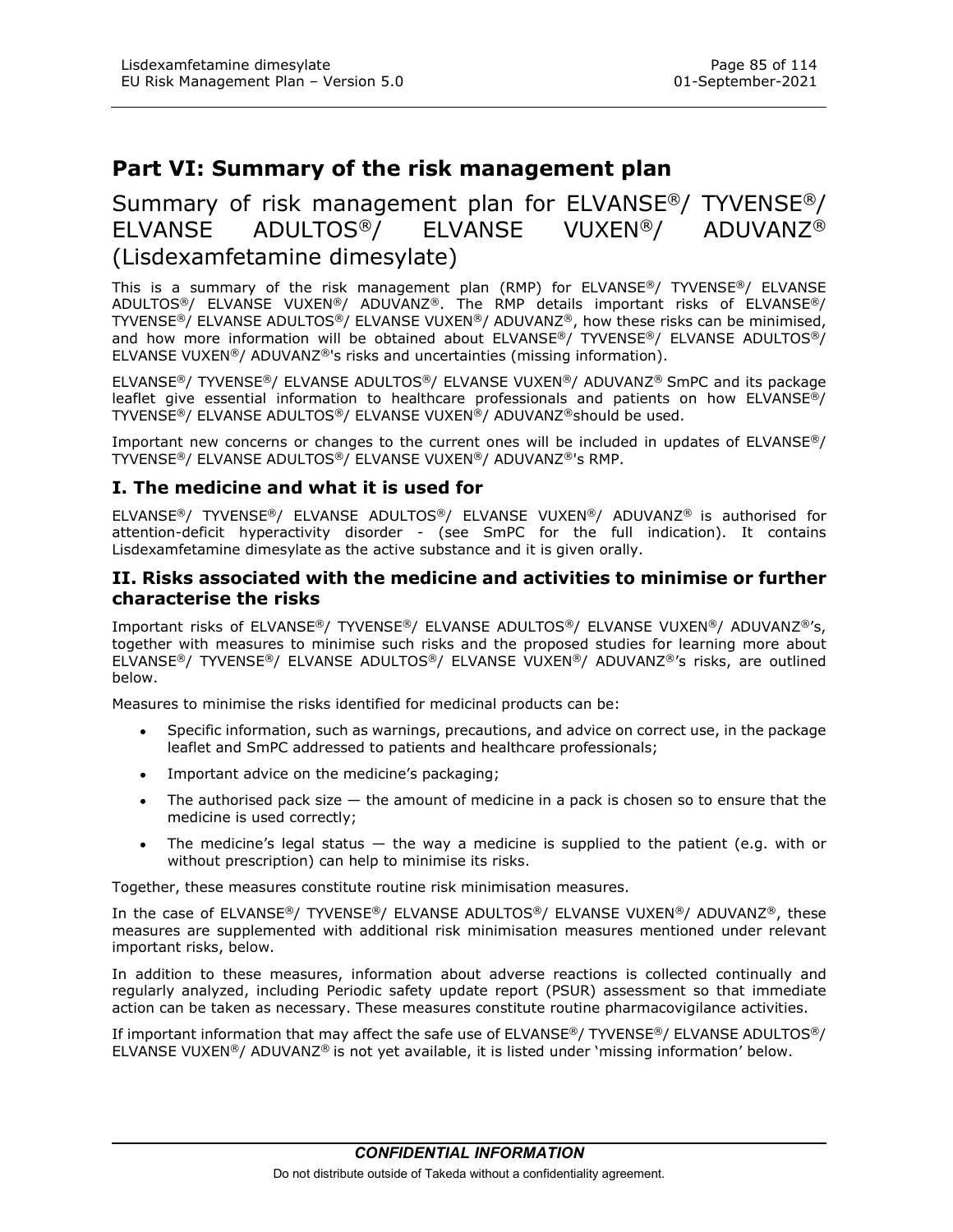# Part VI: Summary of the risk management plan

## Summary of risk management plan for ELVANSE®/ TYVENSE®/ ELVANSE ADULTOS®/ ELVANSE VUXEN®/ ADUVANZ® (Lisdexamfetamine dimesylate)

This is a summary of the risk management plan (RMP) for ELVANSE®/ TYVENSE®/ ELVANSE ADULTOS®/ ELVANSE VUXEN®/ ADUVANZ®. The RMP details important risks of ELVANSE®/ TYVENSE®/ ELVANSE ADULTOS®/ ELVANSE VUXEN®/ ADUVANZ®, how these risks can be minimised, and how more information will be obtained about ELVANSE®/ TYVENSE®/ ELVANSE ADULTOS®/ ELVANSE VUXEN®/ ADUVANZ®'s risks and uncertainties (missing information).

ELVANSE®/ TYVENSE®/ ELVANSE ADULTOS®/ ELVANSE VUXEN®/ ADUVANZ® SmPC and its package leaflet give essential information to healthcare professionals and patients on how ELVANSE®/ TYVENSE®/ ELVANSE ADULTOS®/ ELVANSE VUXEN®/ ADUVANZ®should be used.

Important new concerns or changes to the current ones will be included in updates of ELVANSE®/ TYVENSE®/ ELVANSE ADULTOS®/ ELVANSE VUXEN®/ ADUVANZ®'s RMP.

### I. The medicine and what it is used for

ELVANSE®/ TYVENSE®/ ELVANSE ADULTOS®/ ELVANSE VUXEN®/ ADUVANZ® is authorised for attention-deficit hyperactivity disorder - (see SmPC for the full indication). It contains Lisdexamfetamine dimesylate as the active substance and it is given orally.

### II. Risks associated with the medicine and activities to minimise or further characterise the risks

Important risks of ELVANSE®/ TYVENSE®/ ELVANSE ADULTOS®/ ELVANSE VUXEN®/ ADUVANZ®'s, together with measures to minimise such risks and the proposed studies for learning more about ELVANSE®/ TYVENSE®/ ELVANSE ADULTOS®/ ELVANSE VUXEN®/ ADUVANZ®'s risks, are outlined below.

Measures to minimise the risks identified for medicinal products can be:

- Specific information, such as warnings, precautions, and advice on correct use, in the package leaflet and SmPC addressed to patients and healthcare professionals;
- Important advice on the medicine's packaging;
- The authorised pack size — the amount of medicine in a pack is chosen so to ensure that the medicine is used correctly;
- The medicine's legal status — the way a medicine is supplied to the patient (e.g. with or without prescription) can help to minimise its risks.

Together, these measures constitute routine risk minimisation measures.

In the case of ELVANSE®/ TYVENSE®/ ELVANSE ADULTOS®/ ELVANSE VUXEN®/ ADUVANZ®, these measures are supplemented with additional risk minimisation measures mentioned under relevant important risks, below.

In addition to these measures, information about adverse reactions is collected continually and regularly analyzed, including Periodic safety update report (PSUR) assessment so that immediate action can be taken as necessary. These measures constitute routine pharmacovigilance activities.

If important information that may affect the safe use of ELVANSE®/ TYVENSE®/ ELVANSE ADULTOS®/ ELVANSE VUXEN®/ ADUVANZ® is not yet available, it is listed under 'missing information' below.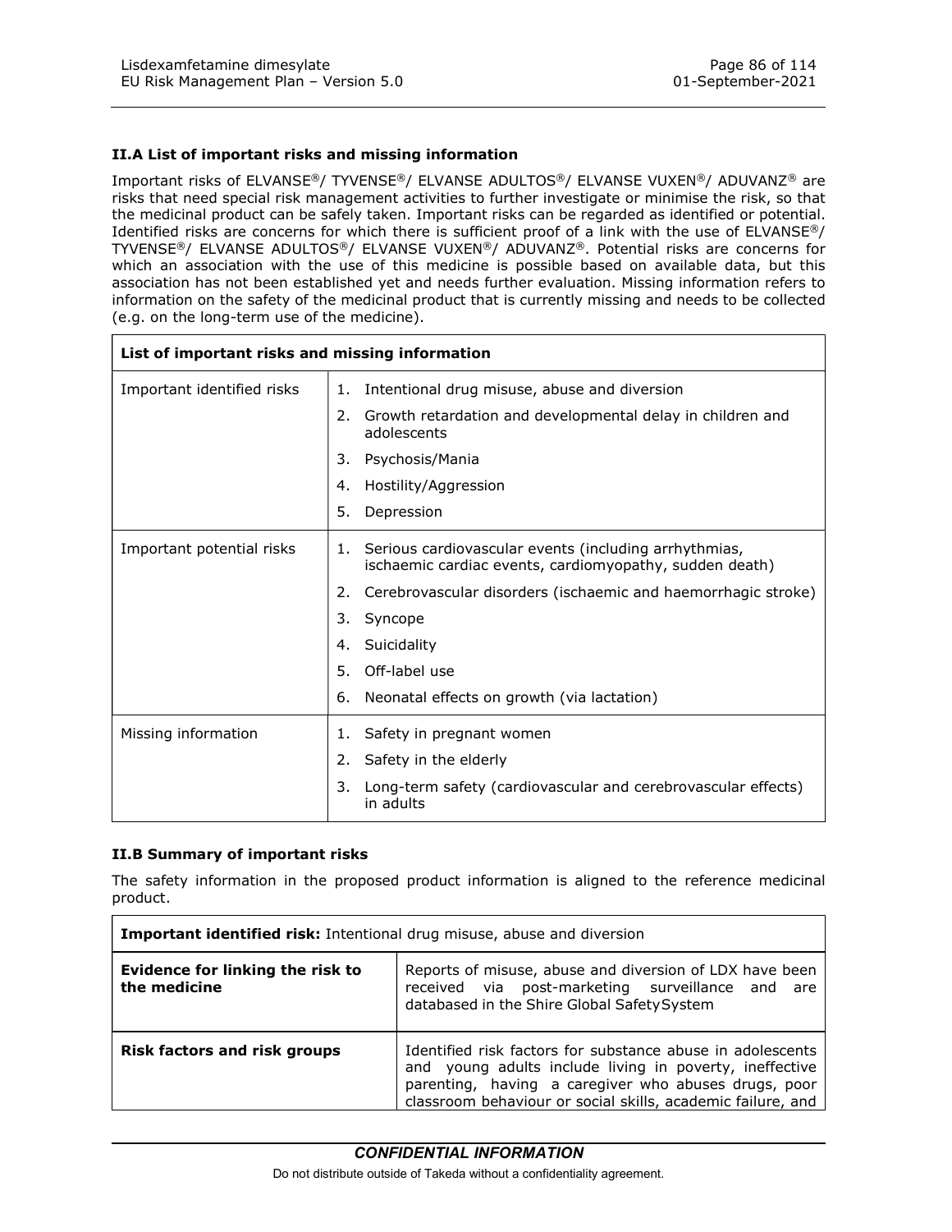### II.A List of important risks and missing information

Important risks of ELVANSE®/ TYVENSE®/ ELVANSE ADULTOS®/ ELVANSE VUXEN®/ ADUVANZ® are risks that need special risk management activities to further investigate or minimise the risk, so that the medicinal product can be safely taken. Important risks can be regarded as identified or potential. Identified risks are concerns for which there is sufficient proof of a link with the use of ELVANSE®/ TYVENSE®/ ELVANSE ADULTOS®/ ELVANSE VUXEN®/ ADUVANZ®. Potential risks are concerns for which an association with the use of this medicine is possible based on available data, but this association has not been established yet and needs further evaluation. Missing information refers to information on the safety of the medicinal product that is currently missing and needs to be collected (e.g. on the long-term use of the medicine).

| **List of important risks and missing information** | |
|---|---|
| Important identified risks | 1. Intentional drug misuse, abuse and diversion<br>2. Growth retardation and developmental delay in children and adolescents<br>3. Psychosis/Mania<br>4. Hostility/Aggression<br>5. Depression |
| Important potential risks | 1. Serious cardiovascular events (including arrhythmias, ischaemic cardiac events, cardiomyopathy, sudden death)<br>2. Cerebrovascular disorders (ischaemic and haemorrhagic stroke)<br>3. Syncope<br>4. Suicidality<br>5. Off-label use<br>6. Neonatal effects on growth (via lactation) |
| Missing information | 1. Safety in pregnant women<br>2. Safety in the elderly<br>3. Long-term safety (cardiovascular and cerebrovascular effects) in adults |

### II.B Summary of important risks

The safety information in the proposed product information is aligned to the reference medicinal product.

| **Important identified risk:** Intentional drug misuse, abuse and diversion | |
|---|---|
| **Evidence for linking the risk to the medicine** | Reports of misuse, abuse and diversion of LDX have been received via post-marketing surveillance and are databased in the Shire Global SafetySystem |
| **Risk factors and risk groups** | Identified risk factors for substance abuse in adolescents and young adults include living in poverty, ineffective parenting, having a caregiver who abuses drugs, poor classroom behaviour or social skills, academic failure, and |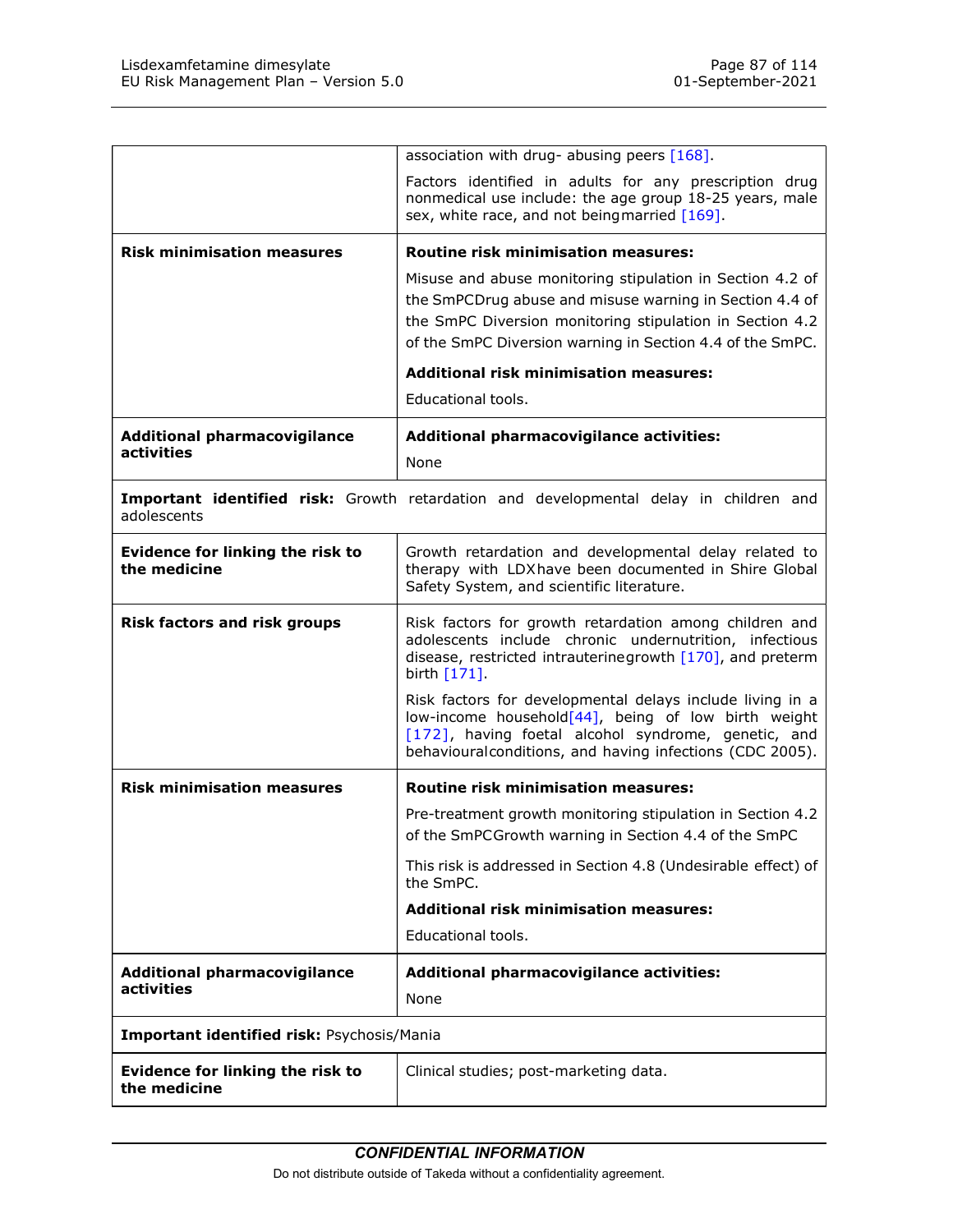| | |
|---|---|
| | association with drug- abusing peers [168].<br><br>Factors identified in adults for any prescription drug nonmedical use include: the age group 18-25 years, male sex, white race, and not being married [169]. |
| **Risk minimisation measures** | **Routine risk minimisation measures:**<br><br>Misuse and abuse monitoring stipulation in Section 4.2 of the SmPCDrug abuse and misuse warning in Section 4.4 of the SmPC Diversion monitoring stipulation in Section 4.2 of the SmPC Diversion warning in Section 4.4 of the SmPC.<br><br>**Additional risk minimisation measures:**<br><br>Educational tools. |
| **Additional pharmacovigilance activities** | **Additional pharmacovigilance activities:**<br><br>None |
| **Important identified risk:** Growth retardation and developmental delay in children and adolescents | |
| **Evidence for linking the risk to the medicine** | Growth retardation and developmental delay related to therapy with LDXhave been documented in Shire Global Safety System, and scientific literature. |
| **Risk factors and risk groups** | Risk factors for growth retardation among children and adolescents include chronic undernutrition, infectious disease, restricted intrauterinegrowth [170], and preterm birth [171].<br><br>Risk factors for developmental delays include living in a low-income household[44], being of low birth weight [172], having foetal alcohol syndrome, genetic, and behaviouralconditions, and having infections (CDC 2005). |
| **Risk minimisation measures** | **Routine risk minimisation measures:**<br><br>Pre-treatment growth monitoring stipulation in Section 4.2 of the SmPCGrowth warning in Section 4.4 of the SmPC<br><br>This risk is addressed in Section 4.8 (Undesirable effect) of the SmPC.<br><br>**Additional risk minimisation measures:**<br><br>Educational tools. |
| **Additional pharmacovigilance activities** | **Additional pharmacovigilance activities:**<br><br>None |
| **Important identified risk:** Psychosis/Mania | |
| **Evidence for linking the risk to the medicine** | Clinical studies; post-marketing data. |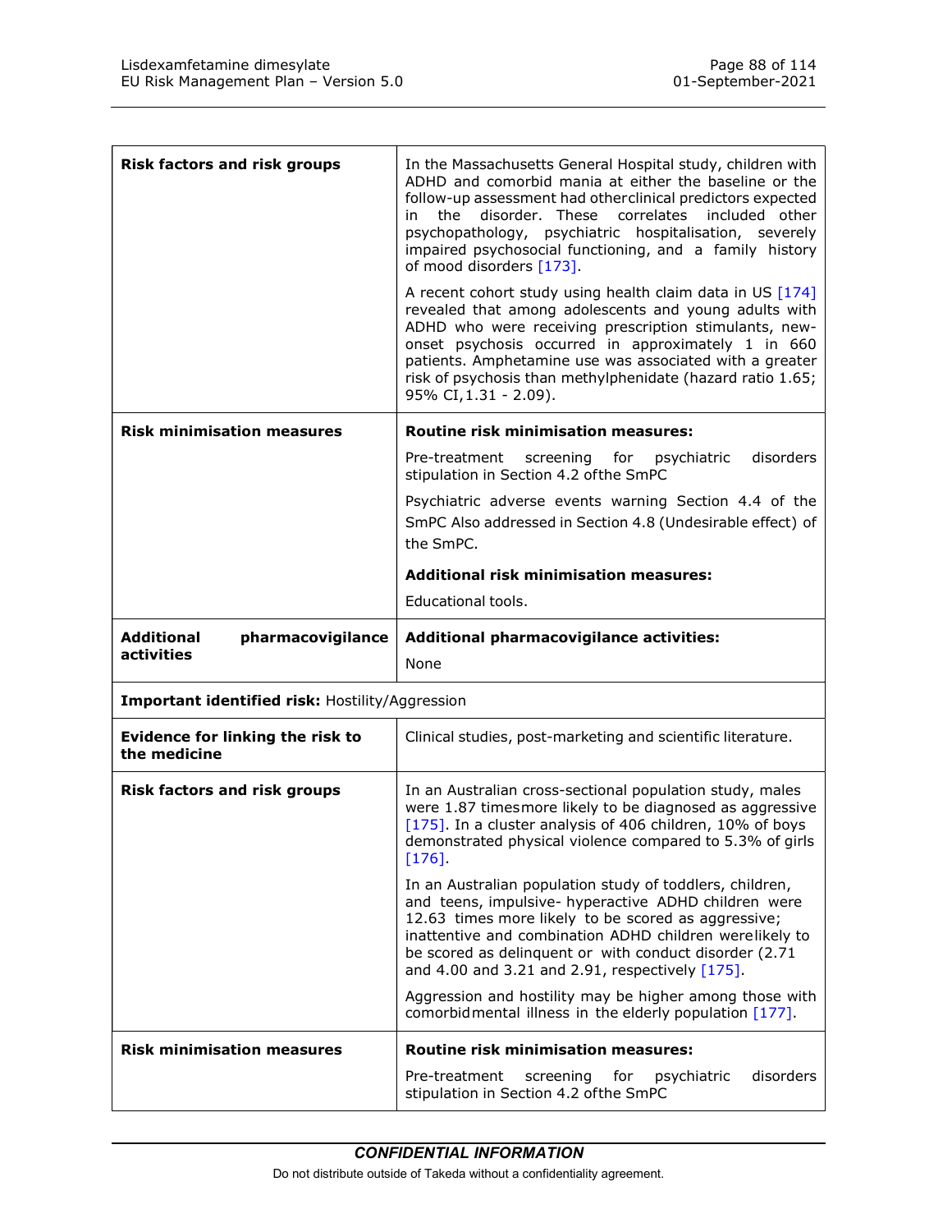| | |
|---|---|
| **Risk factors and risk groups** | In the Massachusetts General Hospital study, children with ADHD and comorbid mania at either the baseline or the follow-up assessment had otherclinical predictors expected in the disorder. These correlates included other psychopathology, psychiatric hospitalisation, severely impaired psychosocial functioning, and a family history of mood disorders [173].<br><br>A recent cohort study using health claim data in US [174] revealed that among adolescents and young adults with ADHD who were receiving prescription stimulants, new-onset psychosis occurred in approximately 1 in 660 patients. Amphetamine use was associated with a greater risk of psychosis than methylphenidate (hazard ratio 1.65; 95% CI,1.31 - 2.09). |
| **Risk minimisation measures** | **Routine risk minimisation measures:**<br><br>Pre-treatment screening for psychiatric disorders stipulation in Section 4.2 ofthe SmPC<br><br>Psychiatric adverse events warning Section 4.4 of the SmPC Also addressed in Section 4.8 (Undesirable effect) of the SmPC.<br><br>**Additional risk minimisation measures:**<br><br>Educational tools. |
| **Additional pharmacovigilance activities** | **Additional pharmacovigilance activities:**<br><br>None |
| **Important identified risk:** Hostility/Aggression | |
| **Evidence for linking the risk to the medicine** | Clinical studies, post-marketing and scientific literature. |
| **Risk factors and risk groups** | In an Australian cross-sectional population study, males were 1.87 timesmore likely to be diagnosed as aggressive [175]. In a cluster analysis of 406 children, 10% of boys demonstrated physical violence compared to 5.3% of girls [176].<br><br>In an Australian population study of toddlers, children, and teens, impulsive- hyperactive ADHD children were 12.63 times more likely to be scored as aggressive; inattentive and combination ADHD children werelikely to be scored as delinquent or with conduct disorder (2.71 and 4.00 and 3.21 and 2.91, respectively [175].<br><br>Aggression and hostility may be higher among those with comorbidmental illness in the elderly population [177]. |
| **Risk minimisation measures** | **Routine risk minimisation measures:**<br><br>Pre-treatment screening for psychiatric disorders stipulation in Section 4.2 ofthe SmPC |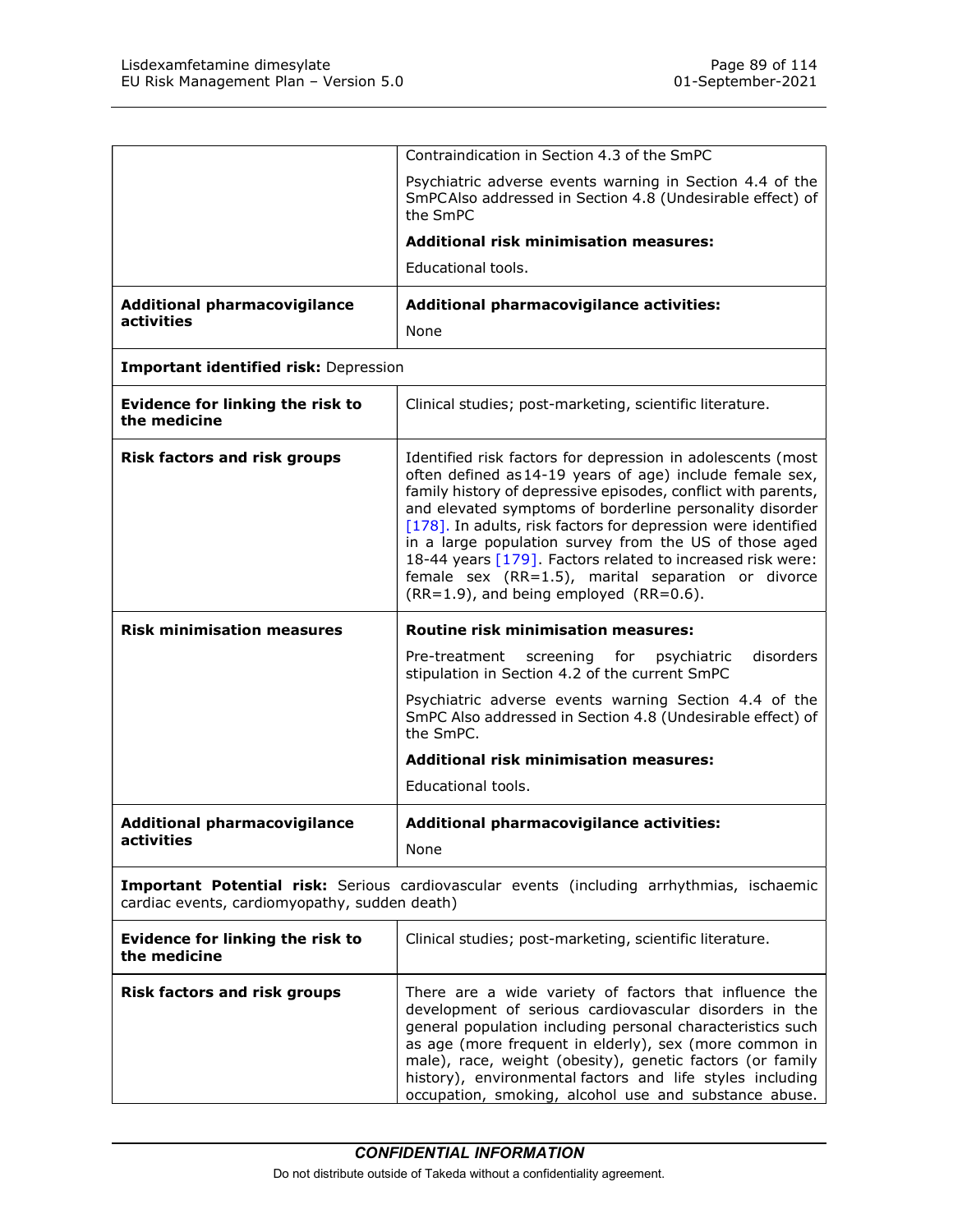| | |
|---|---|
| | Contraindication in Section 4.3 of the SmPC<br><br>Psychiatric adverse events warning in Section 4.4 of the SmPCAlso addressed in Section 4.8 (Undesirable effect) of the SmPC<br><br>**Additional risk minimisation measures:**<br><br>Educational tools. |
| **Additional pharmacovigilance activities** | **Additional pharmacovigilance activities:**<br><br>None |
| **Important identified risk:** Depression | |
| **Evidence for linking the risk to the medicine** | Clinical studies; post-marketing, scientific literature. |
| **Risk factors and risk groups** | Identified risk factors for depression in adolescents (most often defined as 14-19 years of age) include female sex, family history of depressive episodes, conflict with parents, and elevated symptoms of borderline personality disorder [178]. In adults, risk factors for depression were identified in a large population survey from the US of those aged 18-44 years [179]. Factors related to increased risk were: female sex (RR=1.5), marital separation or divorce (RR=1.9), and being employed (RR=0.6). |
| **Risk minimisation measures** | **Routine risk minimisation measures:**<br><br>Pre-treatment screening for psychiatric disorders stipulation in Section 4.2 of the current SmPC<br><br>Psychiatric adverse events warning Section 4.4 of the SmPC Also addressed in Section 4.8 (Undesirable effect) of the SmPC.<br><br>**Additional risk minimisation measures:**<br><br>Educational tools. |
| **Additional pharmacovigilance activities** | **Additional pharmacovigilance activities:**<br><br>None |
| **Important Potential risk:** Serious cardiovascular events (including arrhythmias, ischaemic cardiac events, cardiomyopathy, sudden death) | |
| **Evidence for linking the risk to the medicine** | Clinical studies; post-marketing, scientific literature. |
| **Risk factors and risk groups** | There are a wide variety of factors that influence the development of serious cardiovascular disorders in the general population including personal characteristics such as age (more frequent in elderly), sex (more common in male), race, weight (obesity), genetic factors (or family history), environmental factors and life styles including occupation, smoking, alcohol use and substance abuse. |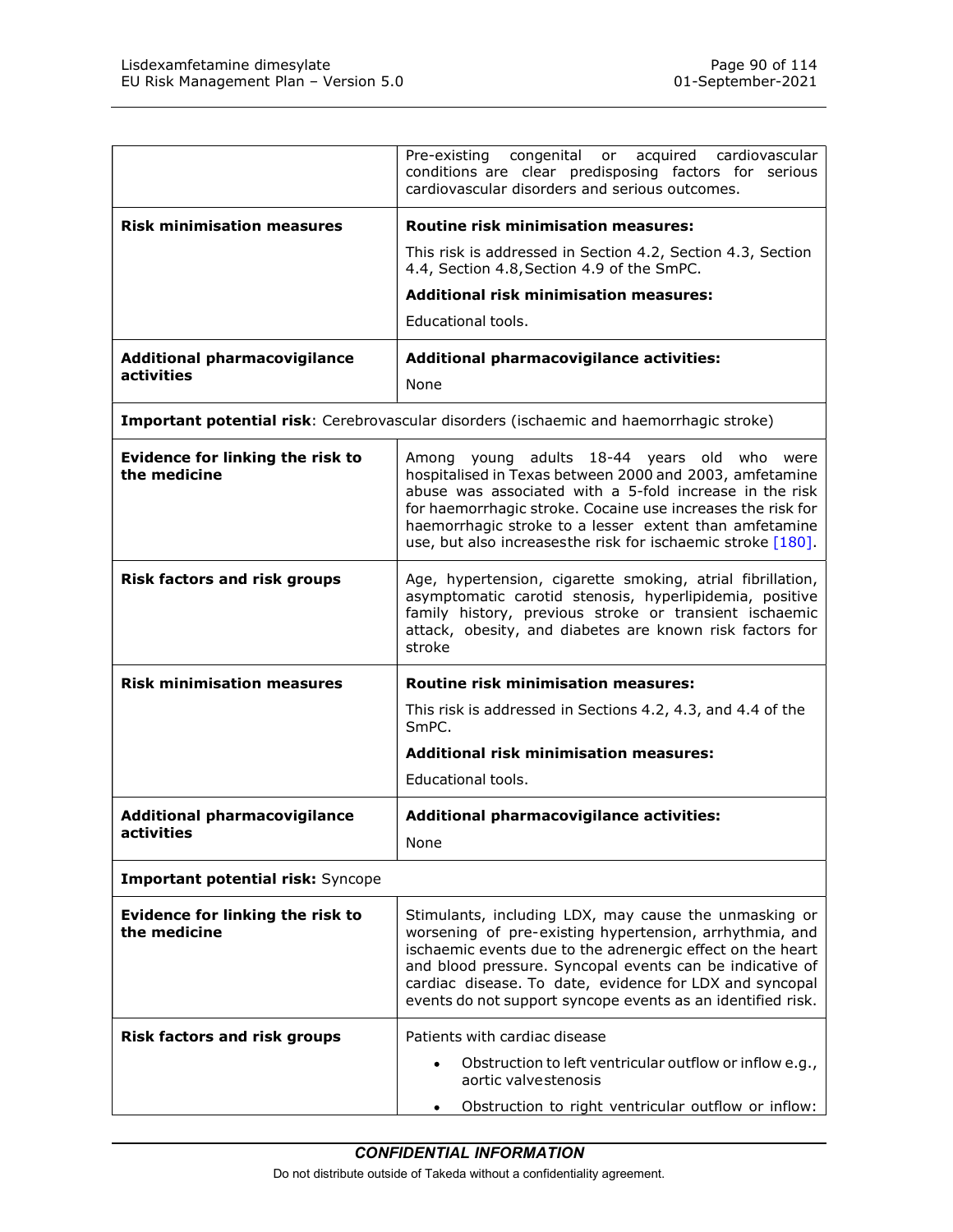| | |
|---|---|
| | Pre-existing congenital or acquired cardiovascular conditions are clear predisposing factors for serious cardiovascular disorders and serious outcomes. |
| **Risk minimisation measures** | **Routine risk minimisation measures:**<br>This risk is addressed in Section 4.2, Section 4.3, Section 4.4, Section 4.8, Section 4.9 of the SmPC.<br>**Additional risk minimisation measures:**<br>Educational tools. |
| **Additional pharmacovigilance activities** | **Additional pharmacovigilance activities:**<br>None |
| **Important potential risk**: Cerebrovascular disorders (ischaemic and haemorrhagic stroke) | |
| **Evidence for linking the risk to the medicine** | Among young adults 18-44 years old who were hospitalised in Texas between 2000 and 2003, amfetamine abuse was associated with a 5-fold increase in the risk for haemorrhagic stroke. Cocaine use increases the risk for haemorrhagic stroke to a lesser extent than amfetamine use, but also increasesthe risk for ischaemic stroke [180]. |
| **Risk factors and risk groups** | Age, hypertension, cigarette smoking, atrial fibrillation, asymptomatic carotid stenosis, hyperlipidemia, positive family history, previous stroke or transient ischaemic attack, obesity, and diabetes are known risk factors for stroke |
| **Risk minimisation measures** | **Routine risk minimisation measures:**<br>This risk is addressed in Sections 4.2, 4.3, and 4.4 of the SmPC.<br>**Additional risk minimisation measures:**<br>Educational tools. |
| **Additional pharmacovigilance activities** | **Additional pharmacovigilance activities:**<br>None |
| **Important potential risk:** Syncope | |
| **Evidence for linking the risk to the medicine** | Stimulants, including LDX, may cause the unmasking or worsening of pre-existing hypertension, arrhythmia, and ischaemic events due to the adrenergic effect on the heart and blood pressure. Syncopal events can be indicative of cardiac disease. To date, evidence for LDX and syncopal events do not support syncope events as an identified risk. |
| **Risk factors and risk groups** | Patients with cardiac disease<br>• Obstruction to left ventricular outflow or inflow e.g., aortic valvestenosis<br>• Obstruction to right ventricular outflow or inflow: |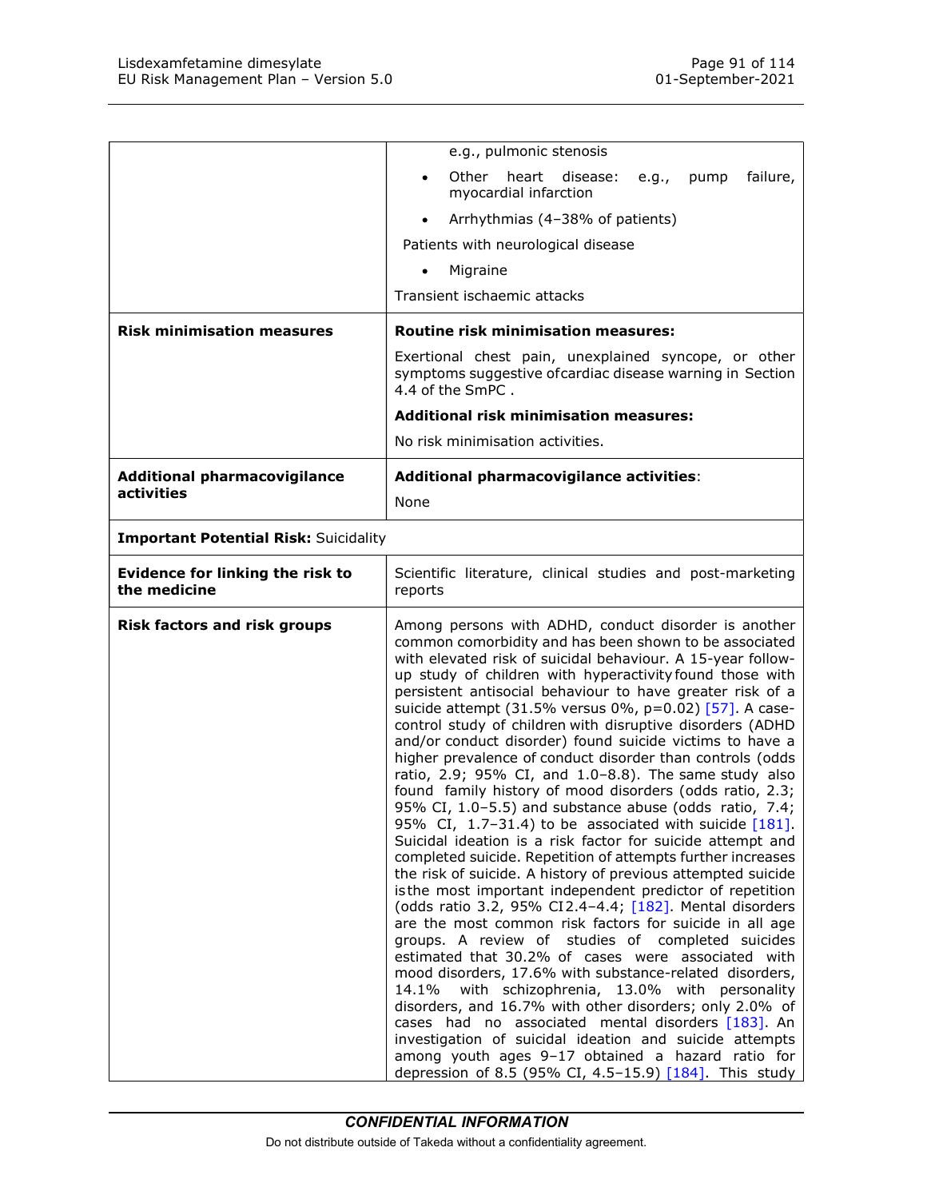| | |
|---|---|
| | e.g., pulmonic stenosis<br>• Other heart disease: e.g., pump failure, myocardial infarction<br>• Arrhythmias (4–38% of patients)<br>Patients with neurological disease<br>• Migraine<br>Transient ischaemic attacks |
| **Risk minimisation measures** | **Routine risk minimisation measures:**<br>Exertional chest pain, unexplained syncope, or other symptoms suggestive ofcardiac disease warning in Section 4.4 of the SmPC .<br>**Additional risk minimisation measures:**<br>No risk minimisation activities. |
| **Additional pharmacovigilance activities** | **Additional pharmacovigilance activities**:<br>None |
| **Important Potential Risk:** Suicidality | |
| **Evidence for linking the risk to the medicine** | Scientific literature, clinical studies and post-marketing reports |
| **Risk factors and risk groups** | Among persons with ADHD, conduct disorder is another common comorbidity and has been shown to be associated with elevated risk of suicidal behaviour. A 15-year follow-up study of children with hyperactivity found those with persistent antisocial behaviour to have greater risk of a suicide attempt (31.5% versus 0%, p=0.02) [57]. A case-control study of children with disruptive disorders (ADHD and/or conduct disorder) found suicide victims to have a higher prevalence of conduct disorder than controls (odds ratio, 2.9; 95% CI, and 1.0–8.8). The same study also found family history of mood disorders (odds ratio, 2.3; 95% CI, 1.0–5.5) and substance abuse (odds ratio, 7.4; 95% CI, 1.7–31.4) to be associated with suicide [181]. Suicidal ideation is a risk factor for suicide attempt and completed suicide. Repetition of attempts further increases the risk of suicide. A history of previous attempted suicide isthe most important independent predictor of repetition (odds ratio 3.2, 95% CI2.4–4.4; [182]. Mental disorders are the most common risk factors for suicide in all age groups. A review of studies of completed suicides estimated that 30.2% of cases were associated with mood disorders, 17.6% with substance-related disorders, 14.1% with schizophrenia, 13.0% with personality disorders, and 16.7% with other disorders; only 2.0% of cases had no associated mental disorders [183]. An investigation of suicidal ideation and suicide attempts among youth ages 9–17 obtained a hazard ratio for depression of 8.5 (95% CI, 4.5–15.9) [184]. This study |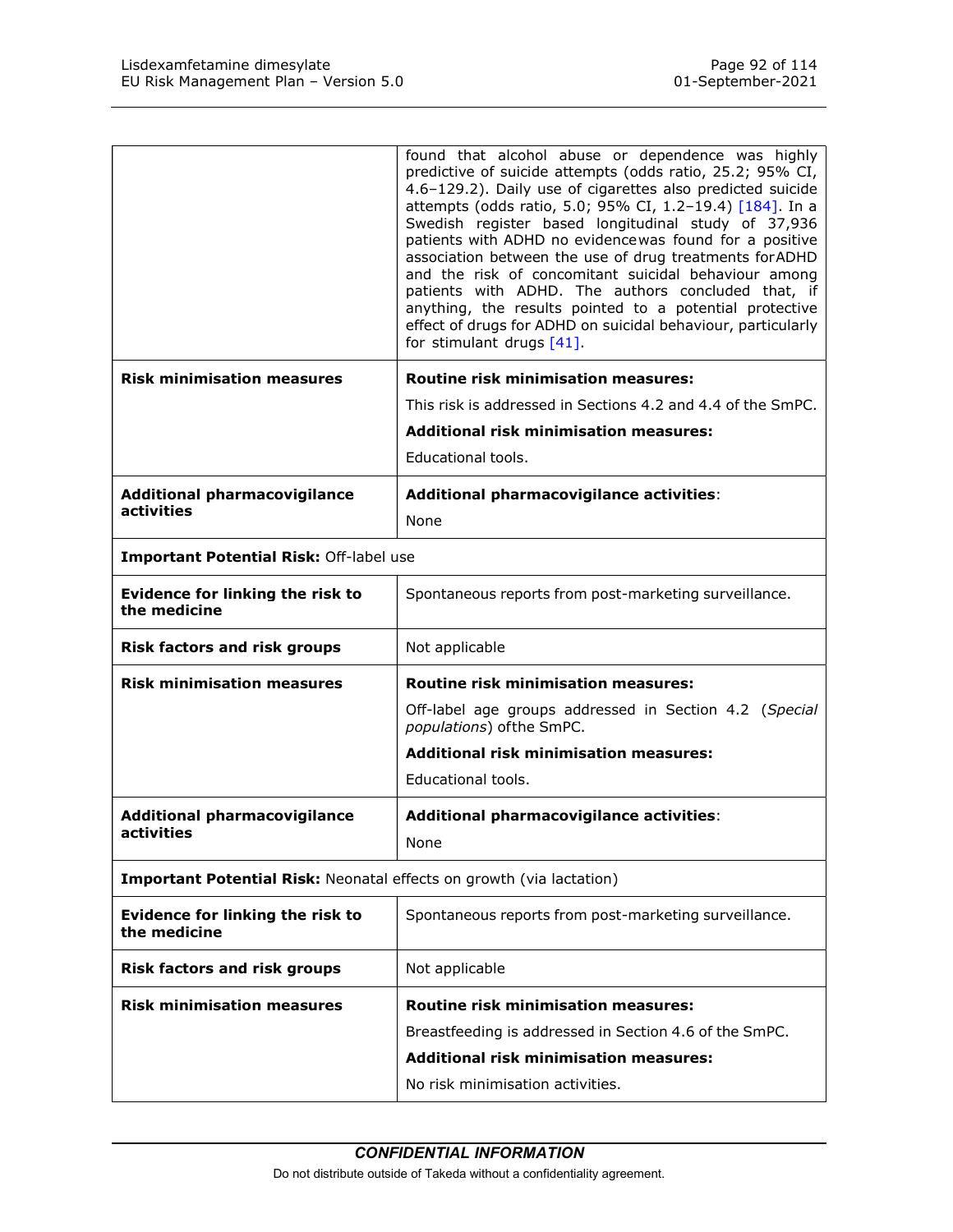| | |
|---|---|
| | found that alcohol abuse or dependence was highly predictive of suicide attempts (odds ratio, 25.2; 95% CI, 4.6–129.2). Daily use of cigarettes also predicted suicide attempts (odds ratio, 5.0; 95% CI, 1.2–19.4) [184]. In a Swedish register based longitudinal study of 37,936 patients with ADHD no evidence was found for a positive association between the use of drug treatments for ADHD and the risk of concomitant suicidal behaviour among patients with ADHD. The authors concluded that, if anything, the results pointed to a potential protective effect of drugs for ADHD on suicidal behaviour, particularly for stimulant drugs [41]. |
| **Risk minimisation measures** | **Routine risk minimisation measures:**<br>This risk is addressed in Sections 4.2 and 4.4 of the SmPC.<br>**Additional risk minimisation measures:**<br>Educational tools. |
| **Additional pharmacovigilance activities** | **Additional pharmacovigilance activities**:<br>None |
| **Important Potential Risk:** Off-label use | |
| **Evidence for linking the risk to the medicine** | Spontaneous reports from post-marketing surveillance. |
| **Risk factors and risk groups** | Not applicable |
| **Risk minimisation measures** | **Routine risk minimisation measures:**<br>Off-label age groups addressed in Section 4.2 (*Special populations*) of the SmPC.<br>**Additional risk minimisation measures:**<br>Educational tools. |
| **Additional pharmacovigilance activities** | **Additional pharmacovigilance activities**:<br>None |
| **Important Potential Risk:** Neonatal effects on growth (via lactation) | |
| **Evidence for linking the risk to the medicine** | Spontaneous reports from post-marketing surveillance. |
| **Risk factors and risk groups** | Not applicable |
| **Risk minimisation measures** | **Routine risk minimisation measures:**<br>Breastfeeding is addressed in Section 4.6 of the SmPC.<br>**Additional risk minimisation measures:**<br>No risk minimisation activities. |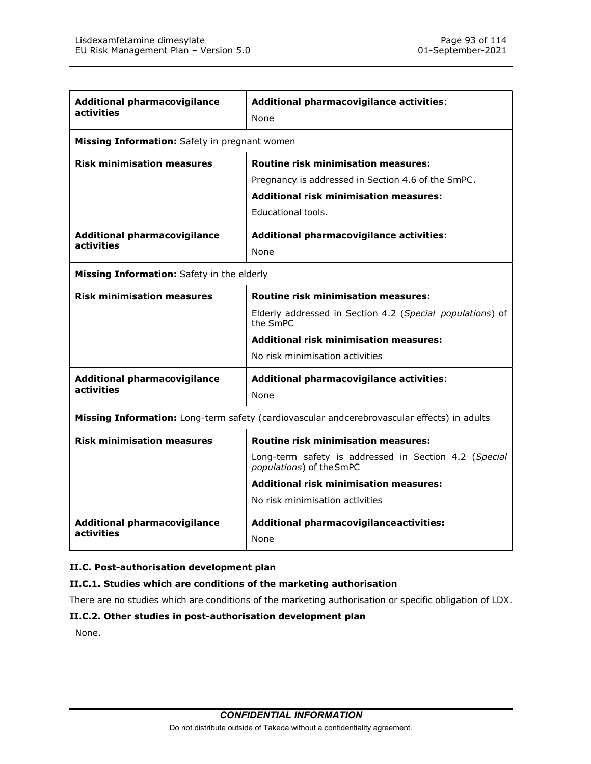| | |
|---|---|
| **Additional pharmacovigilance activities** | **Additional pharmacovigilance activities**: None |
| **Missing Information:** Safety in pregnant women | |
| **Risk minimisation measures** | **Routine risk minimisation measures:** Pregnancy is addressed in Section 4.6 of the SmPC. **Additional risk minimisation measures:** Educational tools. |
| **Additional pharmacovigilance activities** | **Additional pharmacovigilance activities**: None |
| **Missing Information:** Safety in the elderly | |
| **Risk minimisation measures** | **Routine risk minimisation measures:** Elderly addressed in Section 4.2 (*Special populations*) of the SmPC **Additional risk minimisation measures:** No risk minimisation activities |
| **Additional pharmacovigilance activities** | **Additional pharmacovigilance activities**: None |
| **Missing Information:** Long-term safety (cardiovascular andcerebrovascular effects) in adults | |
| **Risk minimisation measures** | **Routine risk minimisation measures:** Long-term safety is addressed in Section 4.2 (*Special populations*) of theSmPC **Additional risk minimisation measures:** No risk minimisation activities |
| **Additional pharmacovigilance activities** | **Additional pharmacovigilanceactivities:** None |

**II.C. Post-authorisation development plan**

**II.C.1. Studies which are conditions of the marketing authorisation**

There are no studies which are conditions of the marketing authorisation or specific obligation of LDX.

**II.C.2. Other studies in post-authorisation development plan**

None.